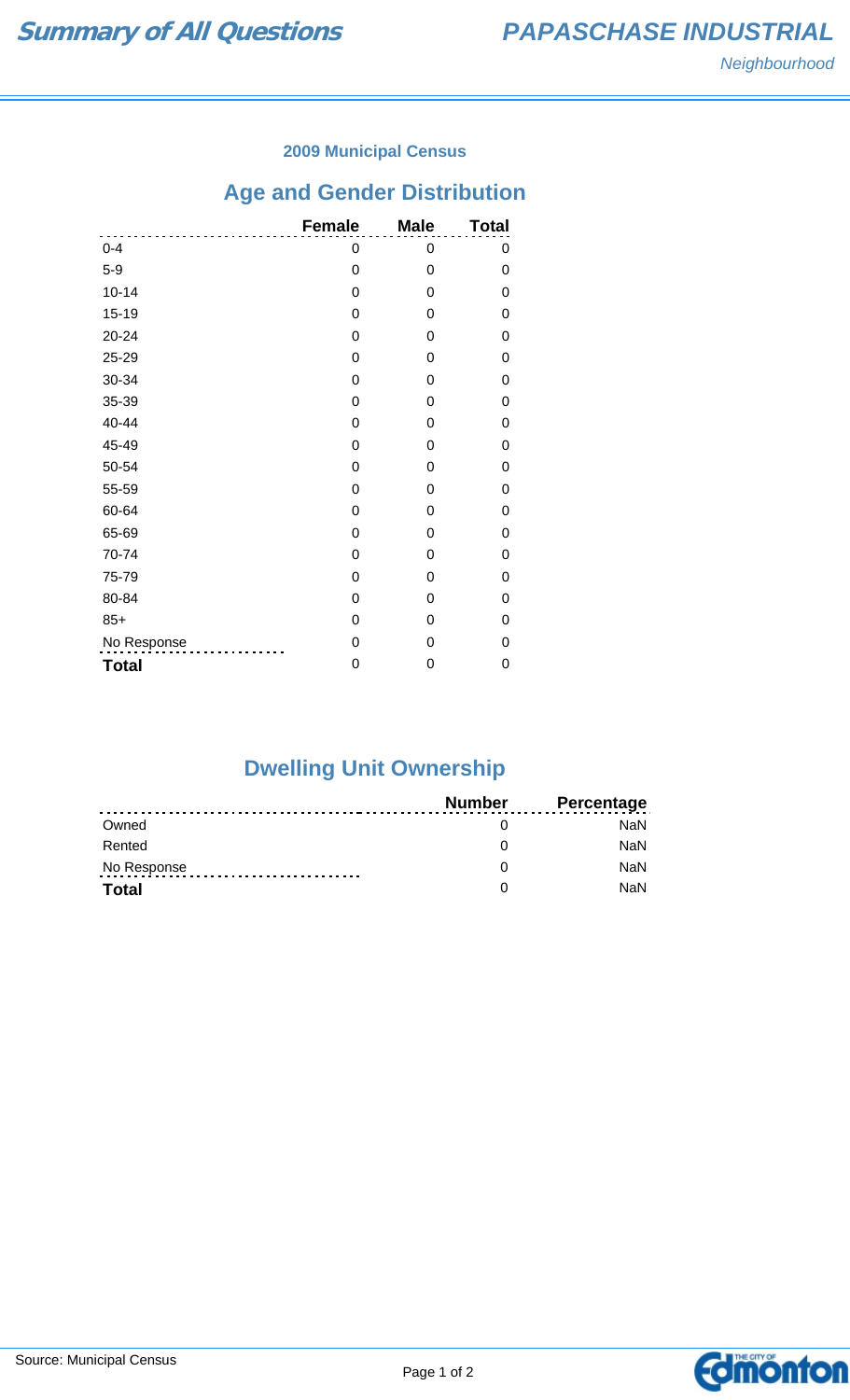# Summary of All Questions

## PAPASCHASE INDUSTRIAL

*Neighbourhood*

### 2009 Municipal Census

## Age and Gender Distribution

| | Female | Male | Total |
|---|---|---|---|
| 0-4 | 0 | 0 | 0 |
| 5-9 | 0 | 0 | 0 |
| 10-14 | 0 | 0 | 0 |
| 15-19 | 0 | 0 | 0 |
| 20-24 | 0 | 0 | 0 |
| 25-29 | 0 | 0 | 0 |
| 30-34 | 0 | 0 | 0 |
| 35-39 | 0 | 0 | 0 |
| 40-44 | 0 | 0 | 0 |
| 45-49 | 0 | 0 | 0 |
| 50-54 | 0 | 0 | 0 |
| 55-59 | 0 | 0 | 0 |
| 60-64 | 0 | 0 | 0 |
| 65-69 | 0 | 0 | 0 |
| 70-74 | 0 | 0 | 0 |
| 75-79 | 0 | 0 | 0 |
| 80-84 | 0 | 0 | 0 |
| 85+ | 0 | 0 | 0 |
| No Response | 0 | 0 | 0 |
| **Total** | 0 | 0 | 0 |

## Dwelling Unit Ownership

| | Number | Percentage |
|---|---|---|
| Owned | 0 | NaN |
| Rented | 0 | NaN |
| No Response | 0 | NaN |
| **Total** | 0 | NaN |

Source: Municipal Census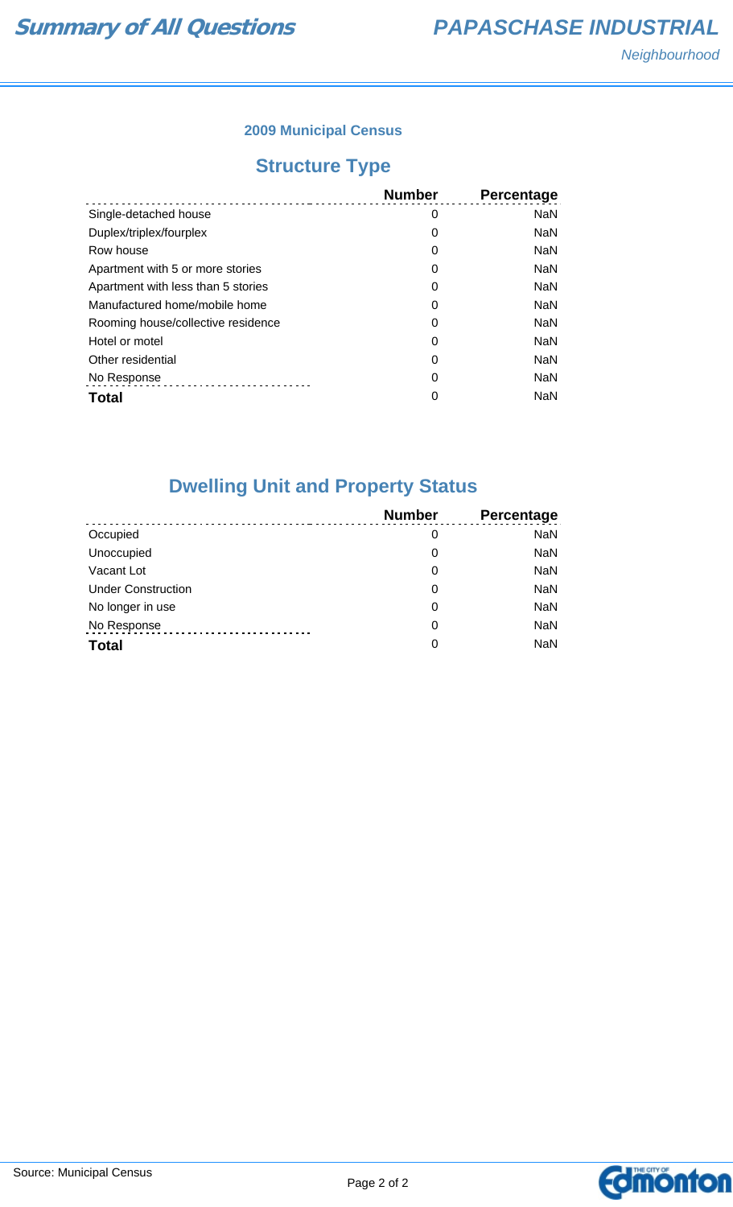### 2009 Municipal Census

## Structure Type

| | Number | Percentage |
|---|---|---|
| Single-detached house | 0 | NaN |
| Duplex/triplex/fourplex | 0 | NaN |
| Row house | 0 | NaN |
| Apartment with 5 or more stories | 0 | NaN |
| Apartment with less than 5 stories | 0 | NaN |
| Manufactured home/mobile home | 0 | NaN |
| Rooming house/collective residence | 0 | NaN |
| Hotel or motel | 0 | NaN |
| Other residential | 0 | NaN |
| No Response | 0 | NaN |
| **Total** | 0 | NaN |

## Dwelling Unit and Property Status

| | Number | Percentage |
|---|---|---|
| Occupied | 0 | NaN |
| Unoccupied | 0 | NaN |
| Vacant Lot | 0 | NaN |
| Under Construction | 0 | NaN |
| No longer in use | 0 | NaN |
| No Response | 0 | NaN |
| **Total** | 0 | NaN |

Source: Municipal Census